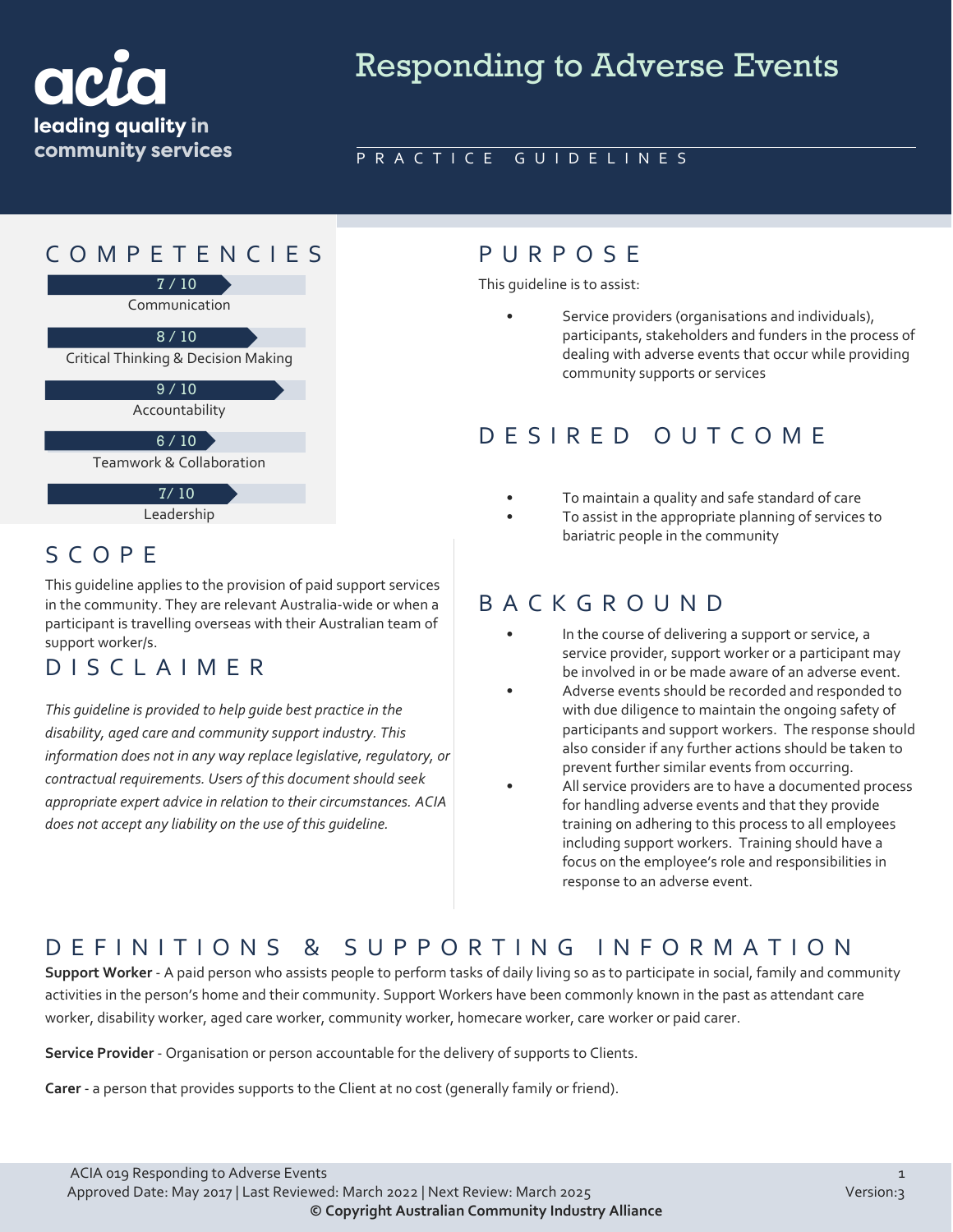acia
leading quality in community services

# Responding to Adverse Events

PRACTICE GUIDELINES

## COMPETENCIES

7 / 10
Communication

8 / 10
Critical Thinking & Decision Making

9 / 10
Accountability

6 / 10
Teamwork & Collaboration

7/ 10
Leadership

## SCOPE

This guideline applies to the provision of paid support services in the community. They are relevant Australia-wide or when a participant is travelling overseas with their Australian team of support worker/s.

## DISCLAIMER

*This guideline is provided to help guide best practice in the disability, aged care and community support industry. This information does not in any way replace legislative, regulatory, or contractual requirements. Users of this document should seek appropriate expert advice in relation to their circumstances. ACIA does not accept any liability on the use of this guideline.*

## PURPOSE

This guideline is to assist:

- Service providers (organisations and individuals), participants, stakeholders and funders in the process of dealing with adverse events that occur while providing community supports or services

## DESIRED OUTCOME

- To maintain a quality and safe standard of care
- To assist in the appropriate planning of services to bariatric people in the community

## BACKGROUND

- In the course of delivering a support or service, a service provider, support worker or a participant may be involved in or be made aware of an adverse event.
- Adverse events should be recorded and responded to with due diligence to maintain the ongoing safety of participants and support workers. The response should also consider if any further actions should be taken to prevent further similar events from occurring.
- All service providers are to have a documented process for handling adverse events and that they provide training on adhering to this process to all employees including support workers. Training should have a focus on the employee's role and responsibilities in response to an adverse event.

## DEFINITIONS & SUPPORTING INFORMATION

**Support Worker** - A paid person who assists people to perform tasks of daily living so as to participate in social, family and community activities in the person's home and their community. Support Workers have been commonly known in the past as attendant care worker, disability worker, aged care worker, community worker, homecare worker, care worker or paid carer.

**Service Provider** - Organisation or person accountable for the delivery of supports to Clients.

**Carer** - a person that provides supports to the Client at no cost (generally family or friend).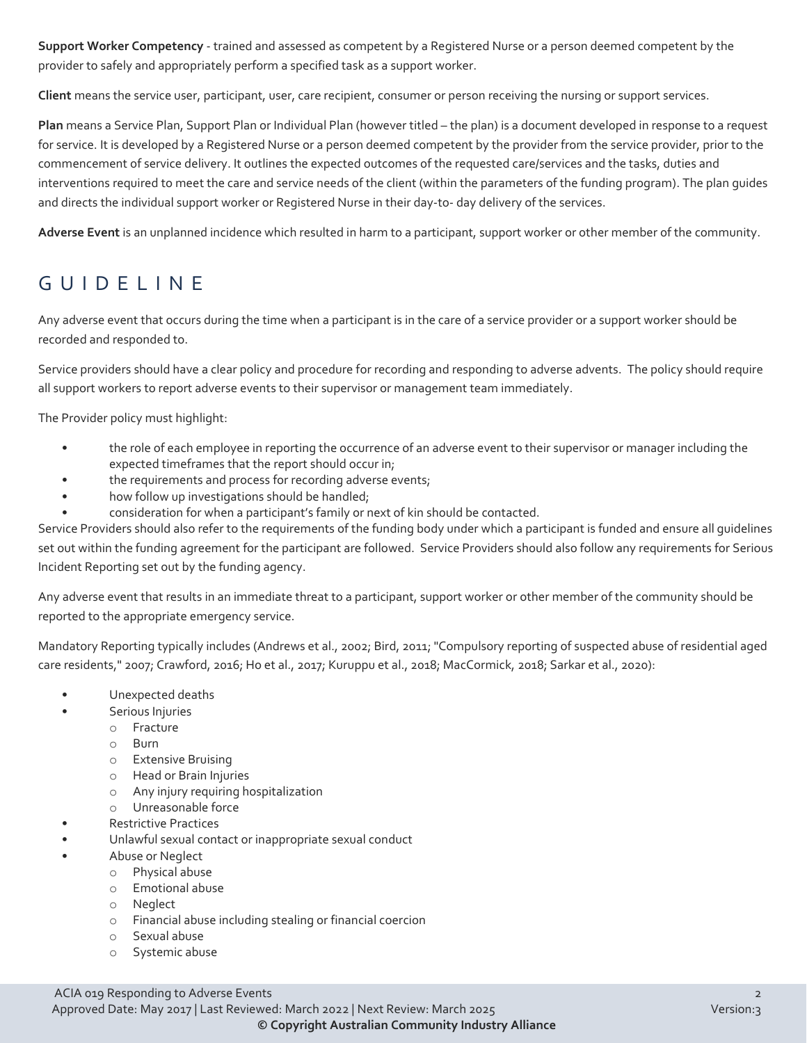**Support Worker Competency** - trained and assessed as competent by a Registered Nurse or a person deemed competent by the provider to safely and appropriately perform a specified task as a support worker.

**Client** means the service user, participant, user, care recipient, consumer or person receiving the nursing or support services.

**Plan** means a Service Plan, Support Plan or Individual Plan (however titled – the plan) is a document developed in response to a request for service. It is developed by a Registered Nurse or a person deemed competent by the provider from the service provider, prior to the commencement of service delivery. It outlines the expected outcomes of the requested care/services and the tasks, duties and interventions required to meet the care and service needs of the client (within the parameters of the funding program). The plan guides and directs the individual support worker or Registered Nurse in their day-to- day delivery of the services.

**Adverse Event** is an unplanned incidence which resulted in harm to a participant, support worker or other member of the community.

## GUIDELINE

Any adverse event that occurs during the time when a participant is in the care of a service provider or a support worker should be recorded and responded to.

Service providers should have a clear policy and procedure for recording and responding to adverse advents. The policy should require all support workers to report adverse events to their supervisor or management team immediately.

The Provider policy must highlight:

- the role of each employee in reporting the occurrence of an adverse event to their supervisor or manager including the expected timeframes that the report should occur in;
- the requirements and process for recording adverse events;
- how follow up investigations should be handled;
- consideration for when a participant's family or next of kin should be contacted.

Service Providers should also refer to the requirements of the funding body under which a participant is funded and ensure all guidelines set out within the funding agreement for the participant are followed. Service Providers should also follow any requirements for Serious Incident Reporting set out by the funding agency.

Any adverse event that results in an immediate threat to a participant, support worker or other member of the community should be reported to the appropriate emergency service.

Mandatory Reporting typically includes (Andrews et al., 2002; Bird, 2011; "Compulsory reporting of suspected abuse of residential aged care residents," 2007; Crawford, 2016; Ho et al., 2017; Kuruppu et al., 2018; MacCormick, 2018; Sarkar et al., 2020):

- Unexpected deaths
- Serious Injuries
  - Fracture
  - Burn
  - Extensive Bruising
  - Head or Brain Injuries
  - Any injury requiring hospitalization
  - Unreasonable force
- Restrictive Practices
- Unlawful sexual contact or inappropriate sexual conduct
- Abuse or Neglect
  - Physical abuse
  - Emotional abuse
  - Neglect
  - Financial abuse including stealing or financial coercion
  - Sexual abuse
  - Systemic abuse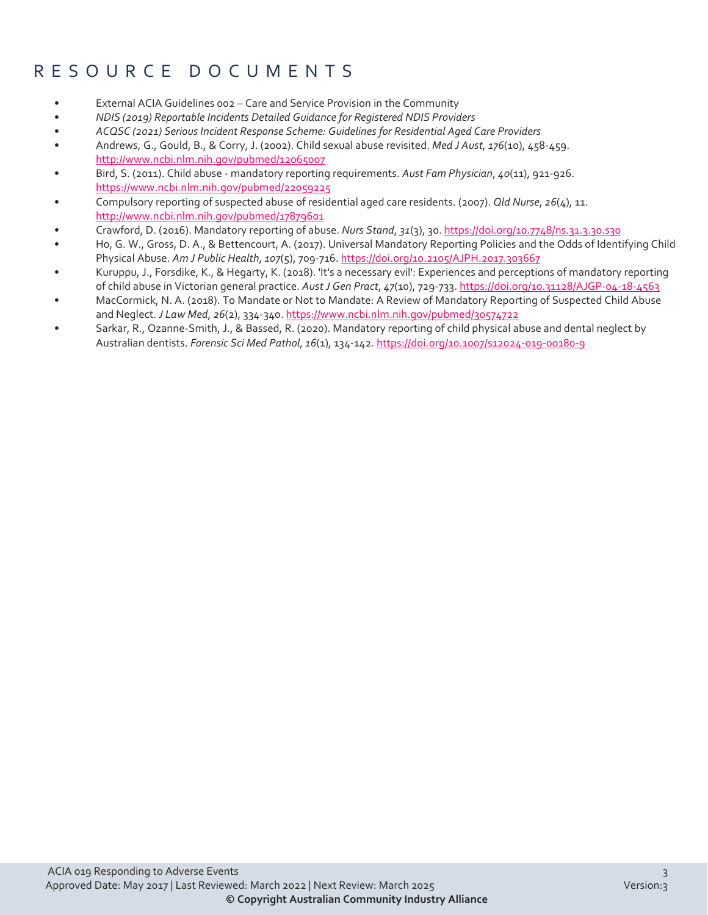# RESOURCE DOCUMENTS

- External ACIA Guidelines 002 – Care and Service Provision in the Community
- *NDIS (2019) Reportable Incidents Detailed Guidance for Registered NDIS Providers*
- *ACQSC (2021) Serious Incident Response Scheme: Guidelines for Residential Aged Care Providers*
- Andrews, G., Gould, B., & Corry, J. (2002). Child sexual abuse revisited. *Med J Aust*, *176*(10), 458-459. http://www.ncbi.nlm.nih.gov/pubmed/12065007
- Bird, S. (2011). Child abuse - mandatory reporting requirements. *Aust Fam Physician*, *40*(11), 921-926. https://www.ncbi.nlm.nih.gov/pubmed/22059225
- Compulsory reporting of suspected abuse of residential aged care residents. (2007). *Qld Nurse*, *26*(4), 11. http://www.ncbi.nlm.nih.gov/pubmed/17879601
- Crawford, D. (2016). Mandatory reporting of abuse. *Nurs Stand*, *31*(3), 30. https://doi.org/10.7748/ns.31.3.30.s30
- Ho, G. W., Gross, D. A., & Bettencourt, A. (2017). Universal Mandatory Reporting Policies and the Odds of Identifying Child Physical Abuse. *Am J Public Health*, *107*(5), 709-716. https://doi.org/10.2105/AJPH.2017.303667
- Kuruppu, J., Forsdike, K., & Hegarty, K. (2018). 'It's a necessary evil': Experiences and perceptions of mandatory reporting of child abuse in Victorian general practice. *Aust J Gen Pract*, *47*(10), 729-733. https://doi.org/10.31128/AJGP-04-18-4563
- MacCormick, N. A. (2018). To Mandate or Not to Mandate: A Review of Mandatory Reporting of Suspected Child Abuse and Neglect. *J Law Med*, *26*(2), 334-340. https://www.ncbi.nlm.nih.gov/pubmed/30574722
- Sarkar, R., Ozanne-Smith, J., & Bassed, R. (2020). Mandatory reporting of child physical abuse and dental neglect by Australian dentists. *Forensic Sci Med Pathol*, *16*(1), 134-142. https://doi.org/10.1007/s12024-019-00180-9